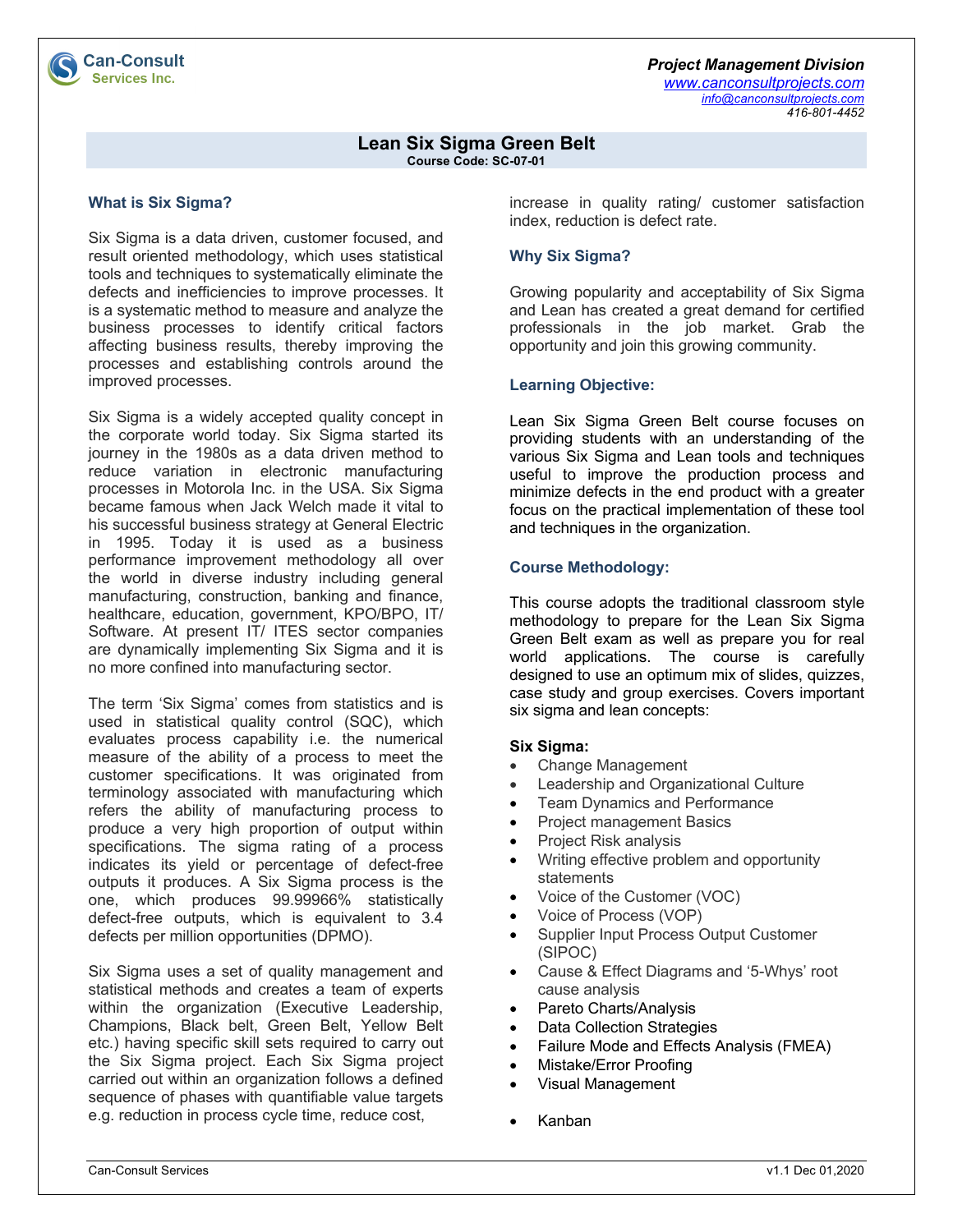Can-Consult Services Inc.

***Project Management Division***
[www.canconsultprojects.com](http://www.canconsultprojects.com)
[info@canconsultprojects.com](mailto:info@canconsultprojects.com)
*416-801-4452*

# Lean Six Sigma Green Belt

**Course Code: SC-07-01**

## What is Six Sigma?

Six Sigma is a data driven, customer focused, and result oriented methodology, which uses statistical tools and techniques to systematically eliminate the defects and inefficiencies to improve processes. It is a systematic method to measure and analyze the business processes to identify critical factors affecting business results, thereby improving the processes and establishing controls around the improved processes.

Six Sigma is a widely accepted quality concept in the corporate world today. Six Sigma started its journey in the 1980s as a data driven method to reduce variation in electronic manufacturing processes in Motorola Inc. in the USA. Six Sigma became famous when Jack Welch made it vital to his successful business strategy at General Electric in 1995. Today it is used as a business performance improvement methodology all over the world in diverse industry including general manufacturing, construction, banking and finance, healthcare, education, government, KPO/BPO, IT/ Software. At present IT/ ITES sector companies are dynamically implementing Six Sigma and it is no more confined into manufacturing sector.

The term 'Six Sigma' comes from statistics and is used in statistical quality control (SQC), which evaluates process capability i.e. the numerical measure of the ability of a process to meet the customer specifications. It was originated from terminology associated with manufacturing which refers the ability of manufacturing process to produce a very high proportion of output within specifications. The sigma rating of a process indicates its yield or percentage of defect-free outputs it produces. A Six Sigma process is the one, which produces 99.99966% statistically defect-free outputs, which is equivalent to 3.4 defects per million opportunities (DPMO).

Six Sigma uses a set of quality management and statistical methods and creates a team of experts within the organization (Executive Leadership, Champions, Black belt, Green Belt, Yellow Belt etc.) having specific skill sets required to carry out the Six Sigma project. Each Six Sigma project carried out within an organization follows a defined sequence of phases with quantifiable value targets e.g. reduction in process cycle time, reduce cost, increase in quality rating/ customer satisfaction index, reduction is defect rate.

## Why Six Sigma?

Growing popularity and acceptability of Six Sigma and Lean has created a great demand for certified professionals in the job market. Grab the opportunity and join this growing community.

## Learning Objective:

Lean Six Sigma Green Belt course focuses on providing students with an understanding of the various Six Sigma and Lean tools and techniques useful to improve the production process and minimize defects in the end product with a greater focus on the practical implementation of these tool and techniques in the organization.

## Course Methodology:

This course adopts the traditional classroom style methodology to prepare for the Lean Six Sigma Green Belt exam as well as prepare you for real world applications. The course is carefully designed to use an optimum mix of slides, quizzes, case study and group exercises. Covers important six sigma and lean concepts:

**Six Sigma:**

- Change Management
- Leadership and Organizational Culture
- Team Dynamics and Performance
- Project management Basics
- Project Risk analysis
- Writing effective problem and opportunity statements
- Voice of the Customer (VOC)
- Voice of Process (VOP)
- Supplier Input Process Output Customer (SIPOC)
- Cause & Effect Diagrams and '5-Whys' root cause analysis
- Pareto Charts/Analysis
- Data Collection Strategies
- Failure Mode and Effects Analysis (FMEA)
- Mistake/Error Proofing
- Visual Management
- Kanban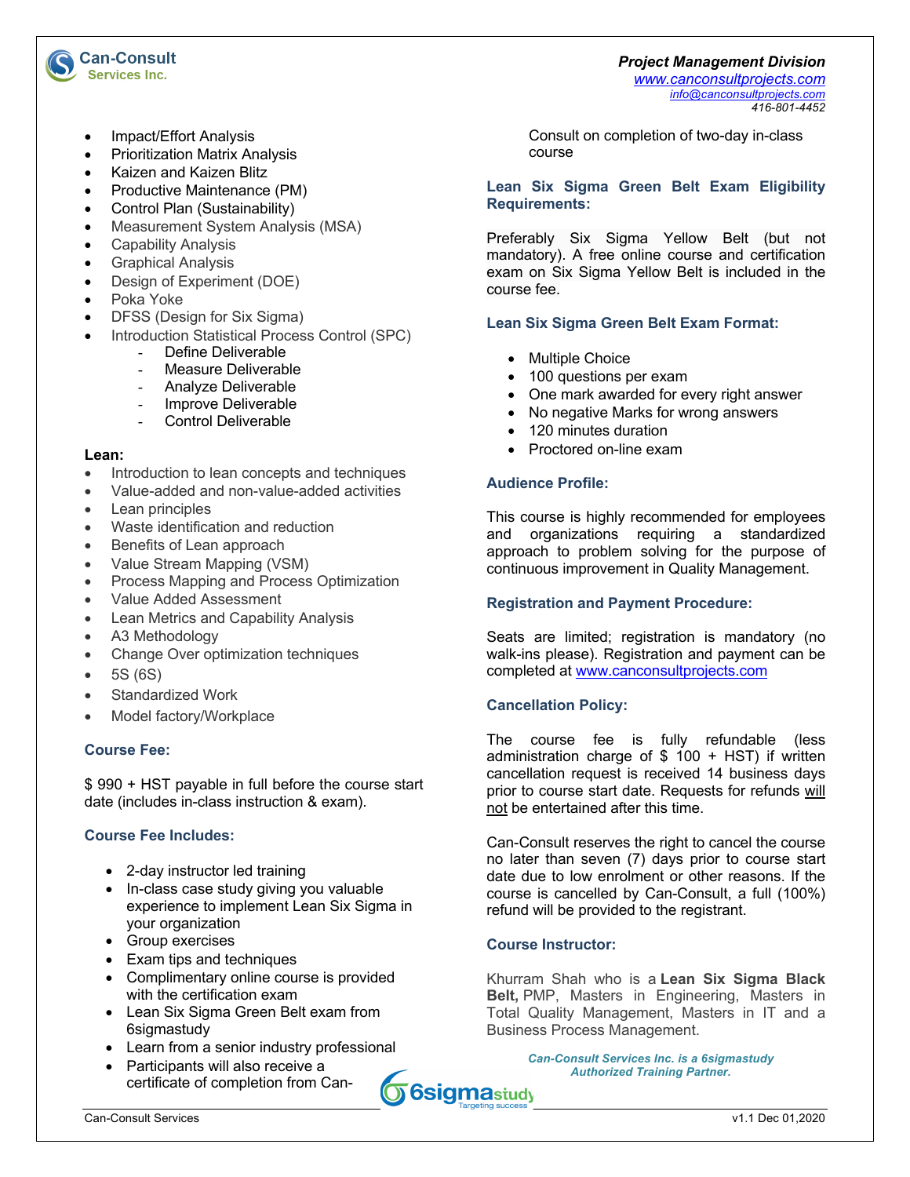- Impact/Effort Analysis
- Prioritization Matrix Analysis
- Kaizen and Kaizen Blitz
- Productive Maintenance (PM)
- Control Plan (Sustainability)
- Measurement System Analysis (MSA)
- Capability Analysis
- Graphical Analysis
- Design of Experiment (DOE)
- Poka Yoke
- DFSS (Design for Six Sigma)
- Introduction Statistical Process Control (SPC)
  - Define Deliverable
  - Measure Deliverable
  - Analyze Deliverable
  - Improve Deliverable
  - Control Deliverable

**Lean:**

- Introduction to lean concepts and techniques
- Value-added and non-value-added activities
- Lean principles
- Waste identification and reduction
- Benefits of Lean approach
- Value Stream Mapping (VSM)
- Process Mapping and Process Optimization
- Value Added Assessment
- Lean Metrics and Capability Analysis
- A3 Methodology
- Change Over optimization techniques
- 5S (6S)
- Standardized Work
- Model factory/Workplace

### Course Fee:

$ 990 + HST payable in full before the course start date (includes in-class instruction & exam).

### Course Fee Includes:

- 2-day instructor led training
- In-class case study giving you valuable experience to implement Lean Six Sigma in your organization
- Group exercises
- Exam tips and techniques
- Complimentary online course is provided with the certification exam
- Lean Six Sigma Green Belt exam from 6sigmastudy
- Learn from a senior industry professional
- Participants will also receive a certificate of completion from Can-Consult on completion of two-day in-class course

### Lean Six Sigma Green Belt Exam Eligibility Requirements:

Preferably Six Sigma Yellow Belt (but not mandatory). A free online course and certification exam on Six Sigma Yellow Belt is included in the course fee.

### Lean Six Sigma Green Belt Exam Format:

- Multiple Choice
- 100 questions per exam
- One mark awarded for every right answer
- No negative Marks for wrong answers
- 120 minutes duration
- Proctored on-line exam

### Audience Profile:

This course is highly recommended for employees and organizations requiring a standardized approach to problem solving for the purpose of continuous improvement in Quality Management.

### Registration and Payment Procedure:

Seats are limited; registration is mandatory (no walk-ins please). Registration and payment can be completed at www.canconsultprojects.com

### Cancellation Policy:

The course fee is fully refundable (less administration charge of $ 100 + HST) if written cancellation request is received 14 business days prior to course start date. Requests for refunds will not be entertained after this time.

Can-Consult reserves the right to cancel the course no later than seven (7) days prior to course start date due to low enrolment or other reasons. If the course is cancelled by Can-Consult, a full (100%) refund will be provided to the registrant.

### Course Instructor:

Khurram Shah who is a **Lean Six Sigma Black Belt,** PMP, Masters in Engineering, Masters in Total Quality Management, Masters in IT and a Business Process Management.

***Can-Consult Services Inc. is a 6sigmastudy Authorized Training Partner.***